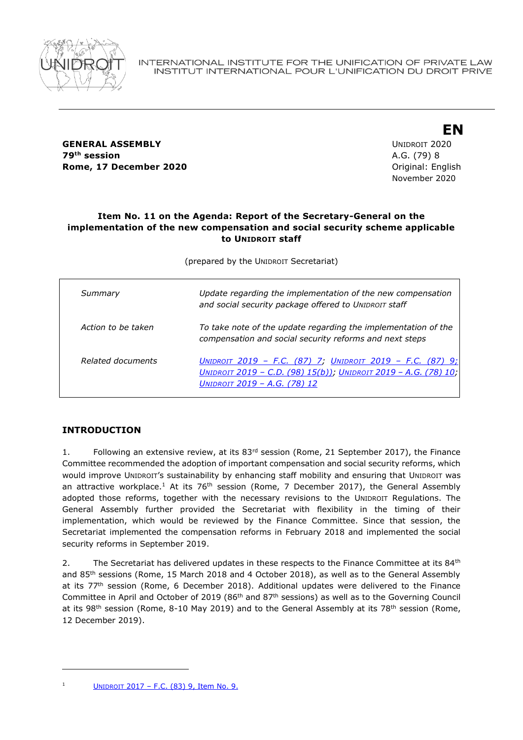INTERNATIONAL INSTITUTE FOR THE UNIFICATION OF PRIVATE LAW
INSTITUT INTERNATIONAL POUR L'UNIFICATION DU DROIT PRIVE

**EN**

**GENERAL ASSEMBLY**
**79th session**
**Rome, 17 December 2020**

UNIDROIT 2020
A.G. (79) 8
Original: English
November 2020

### Item No. 11 on the Agenda: Report of the Secretary-General on the implementation of the new compensation and social security scheme applicable to UNIDROIT staff

(prepared by the UNIDROIT Secretariat)

| | |
|---|---|
| *Summary* | *Update regarding the implementation of the new compensation and social security package offered to UNIDROIT staff* |
| *Action to be taken* | *To take note of the update regarding the implementation of the compensation and social security reforms and next steps* |
| *Related documents* | *UNIDROIT 2019 – F.C. (87) 7; UNIDROIT 2019 – F.C. (87) 9; UNIDROIT 2019 – C.D. (98) 15(b)); UNIDROIT 2019 – A.G. (78) 10; UNIDROIT 2019 – A.G. (78) 12* |

## INTRODUCTION

1. Following an extensive review, at its 83rd session (Rome, 21 September 2017), the Finance Committee recommended the adoption of important compensation and social security reforms, which would improve UNIDROIT's sustainability by enhancing staff mobility and ensuring that UNIDROIT was an attractive workplace.[1] At its 76th session (Rome, 7 December 2017), the General Assembly adopted those reforms, together with the necessary revisions to the UNIDROIT Regulations. The General Assembly further provided the Secretariat with flexibility in the timing of their implementation, which would be reviewed by the Finance Committee. Since that session, the Secretariat implemented the compensation reforms in February 2018 and implemented the social security reforms in September 2019.

2. The Secretariat has delivered updates in these respects to the Finance Committee at its 84th and 85th sessions (Rome, 15 March 2018 and 4 October 2018), as well as to the General Assembly at its 77th session (Rome, 6 December 2018). Additional updates were delivered to the Finance Committee in April and October of 2019 (86th and 87th sessions) as well as to the Governing Council at its 98th session (Rome, 8-10 May 2019) and to the General Assembly at its 78th session (Rome, 12 December 2019).

---

[1] UNIDROIT 2017 – F.C. (83) 9, Item No. 9.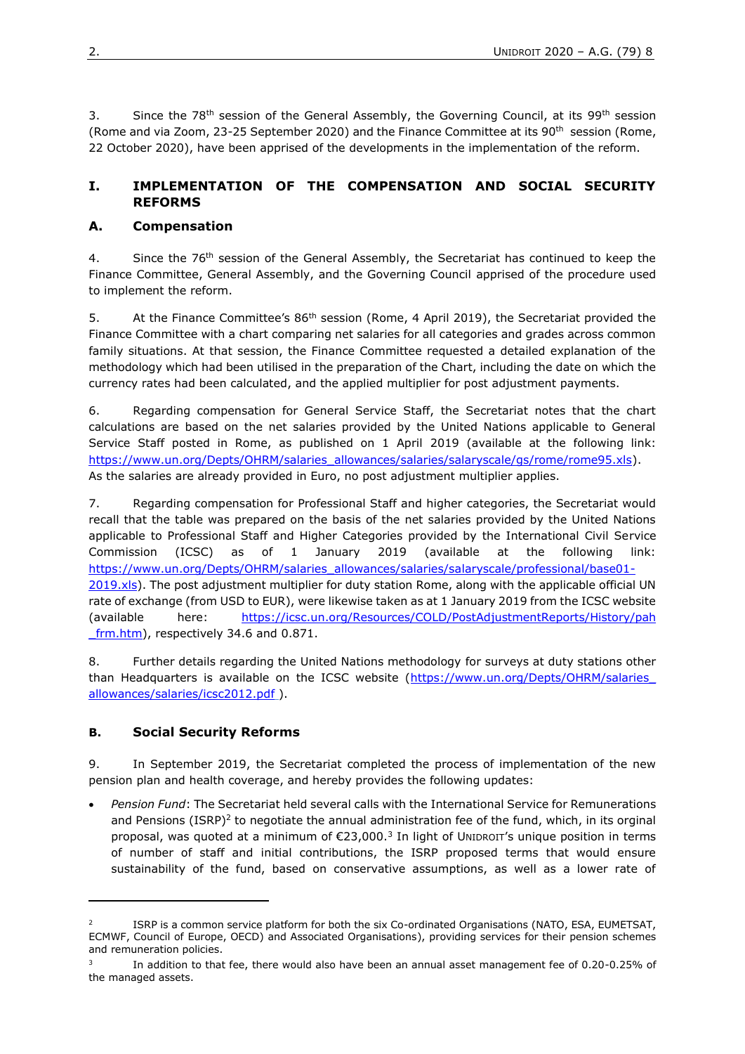3. Since the 78th session of the General Assembly, the Governing Council, at its 99th session (Rome and via Zoom, 23-25 September 2020) and the Finance Committee at its 90th session (Rome, 22 October 2020), have been apprised of the developments in the implementation of the reform.

## I. IMPLEMENTATION OF THE COMPENSATION AND SOCIAL SECURITY REFORMS

### A. Compensation

4. Since the 76th session of the General Assembly, the Secretariat has continued to keep the Finance Committee, General Assembly, and the Governing Council apprised of the procedure used to implement the reform.

5. At the Finance Committee's 86th session (Rome, 4 April 2019), the Secretariat provided the Finance Committee with a chart comparing net salaries for all categories and grades across common family situations. At that session, the Finance Committee requested a detailed explanation of the methodology which had been utilised in the preparation of the Chart, including the date on which the currency rates had been calculated, and the applied multiplier for post adjustment payments.

6. Regarding compensation for General Service Staff, the Secretariat notes that the chart calculations are based on the net salaries provided by the United Nations applicable to General Service Staff posted in Rome, as published on 1 April 2019 (available at the following link: https://www.un.org/Depts/OHRM/salaries_allowances/salaries/salaryscale/gs/rome/rome95.xls). As the salaries are already provided in Euro, no post adjustment multiplier applies.

7. Regarding compensation for Professional Staff and higher categories, the Secretariat would recall that the table was prepared on the basis of the net salaries provided by the United Nations applicable to Professional Staff and Higher Categories provided by the International Civil Service Commission (ICSC) as of 1 January 2019 (available at the following link: https://www.un.org/Depts/OHRM/salaries_allowances/salaries/salaryscale/professional/base01-2019.xls). The post adjustment multiplier for duty station Rome, along with the applicable official UN rate of exchange (from USD to EUR), were likewise taken as at 1 January 2019 from the ICSC website (available here: https://icsc.un.org/Resources/COLD/PostAdjustmentReports/History/pah_frm.htm), respectively 34.6 and 0.871.

8. Further details regarding the United Nations methodology for surveys at duty stations other than Headquarters is available on the ICSC website (https://www.un.org/Depts/OHRM/salaries_allowances/salaries/icsc2012.pdf ).

### B. Social Security Reforms

9. In September 2019, the Secretariat completed the process of implementation of the new pension plan and health coverage, and hereby provides the following updates:

- *Pension Fund*: The Secretariat held several calls with the International Service for Remunerations and Pensions (ISRP)[2] to negotiate the annual administration fee of the fund, which, in its orginal proposal, was quoted at a minimum of €23,000.[3] In light of UNIDROIT's unique position in terms of number of staff and initial contributions, the ISRP proposed terms that would ensure sustainability of the fund, based on conservative assumptions, as well as a lower rate of

---

[2] ISRP is a common service platform for both the six Co-ordinated Organisations (NATO, ESA, EUMETSAT, ECMWF, Council of Europe, OECD) and Associated Organisations), providing services for their pension schemes and remuneration policies.

[3] In addition to that fee, there would also have been an annual asset management fee of 0.20-0.25% of the managed assets.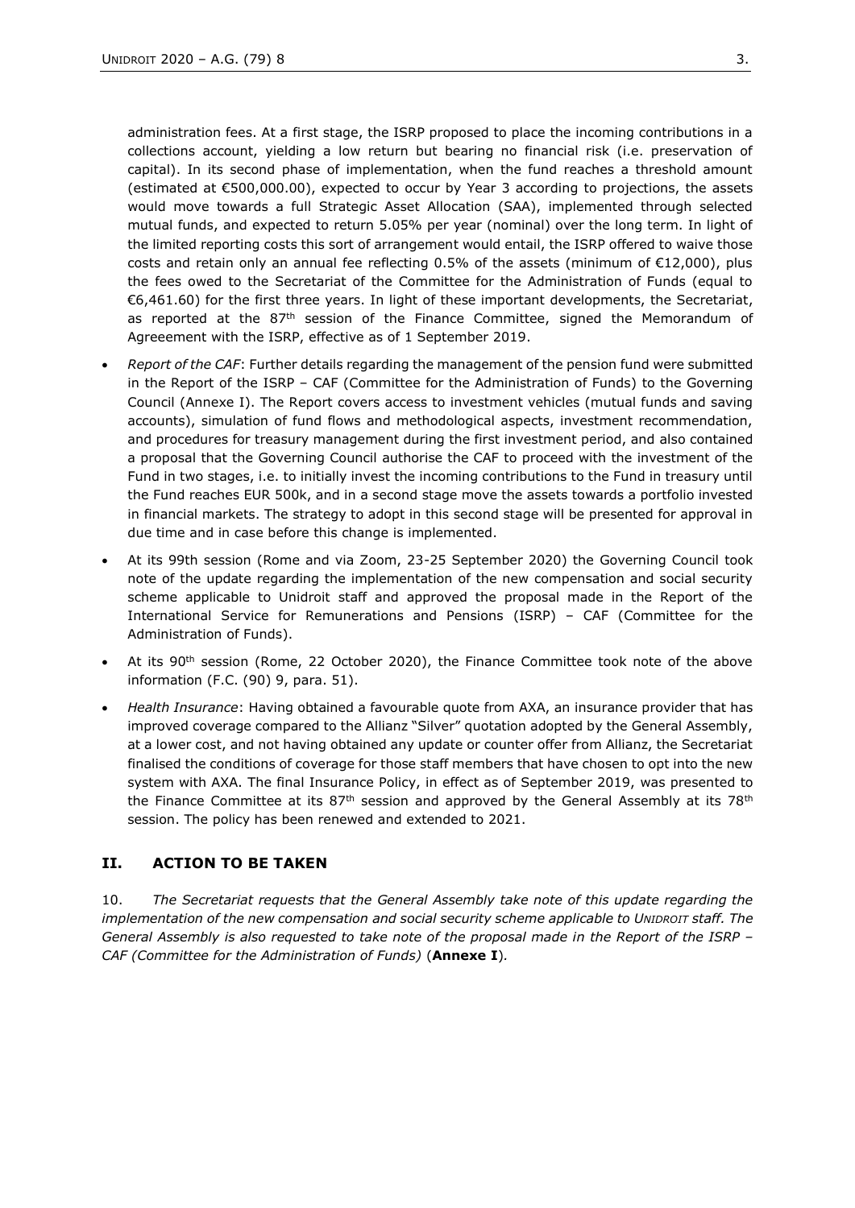administration fees. At a first stage, the ISRP proposed to place the incoming contributions in a collections account, yielding a low return but bearing no financial risk (i.e. preservation of capital). In its second phase of implementation, when the fund reaches a threshold amount (estimated at €500,000.00), expected to occur by Year 3 according to projections, the assets would move towards a full Strategic Asset Allocation (SAA), implemented through selected mutual funds, and expected to return 5.05% per year (nominal) over the long term. In light of the limited reporting costs this sort of arrangement would entail, the ISRP offered to waive those costs and retain only an annual fee reflecting 0.5% of the assets (minimum of €12,000), plus the fees owed to the Secretariat of the Committee for the Administration of Funds (equal to €6,461.60) for the first three years. In light of these important developments, the Secretariat, as reported at the 87th session of the Finance Committee, signed the Memorandum of Agreeement with the ISRP, effective as of 1 September 2019.

- *Report of the CAF*: Further details regarding the management of the pension fund were submitted in the Report of the ISRP – CAF (Committee for the Administration of Funds) to the Governing Council (Annexe I). The Report covers access to investment vehicles (mutual funds and saving accounts), simulation of fund flows and methodological aspects, investment recommendation, and procedures for treasury management during the first investment period, and also contained a proposal that the Governing Council authorise the CAF to proceed with the investment of the Fund in two stages, i.e. to initially invest the incoming contributions to the Fund in treasury until the Fund reaches EUR 500k, and in a second stage move the assets towards a portfolio invested in financial markets. The strategy to adopt in this second stage will be presented for approval in due time and in case before this change is implemented.
- At its 99th session (Rome and via Zoom, 23-25 September 2020) the Governing Council took note of the update regarding the implementation of the new compensation and social security scheme applicable to Unidroit staff and approved the proposal made in the Report of the International Service for Remunerations and Pensions (ISRP) – CAF (Committee for the Administration of Funds).
- At its 90th session (Rome, 22 October 2020), the Finance Committee took note of the above information (F.C. (90) 9, para. 51).
- *Health Insurance*: Having obtained a favourable quote from AXA, an insurance provider that has improved coverage compared to the Allianz "Silver" quotation adopted by the General Assembly, at a lower cost, and not having obtained any update or counter offer from Allianz, the Secretariat finalised the conditions of coverage for those staff members that have chosen to opt into the new system with AXA. The final Insurance Policy, in effect as of September 2019, was presented to the Finance Committee at its 87th session and approved by the General Assembly at its 78th session. The policy has been renewed and extended to 2021.

## II. ACTION TO BE TAKEN

10. *The Secretariat requests that the General Assembly take note of this update regarding the implementation of the new compensation and social security scheme applicable to UNIDROIT staff. The General Assembly is also requested to take note of the proposal made in the Report of the ISRP – CAF (Committee for the Administration of Funds)* (**Annexe I**).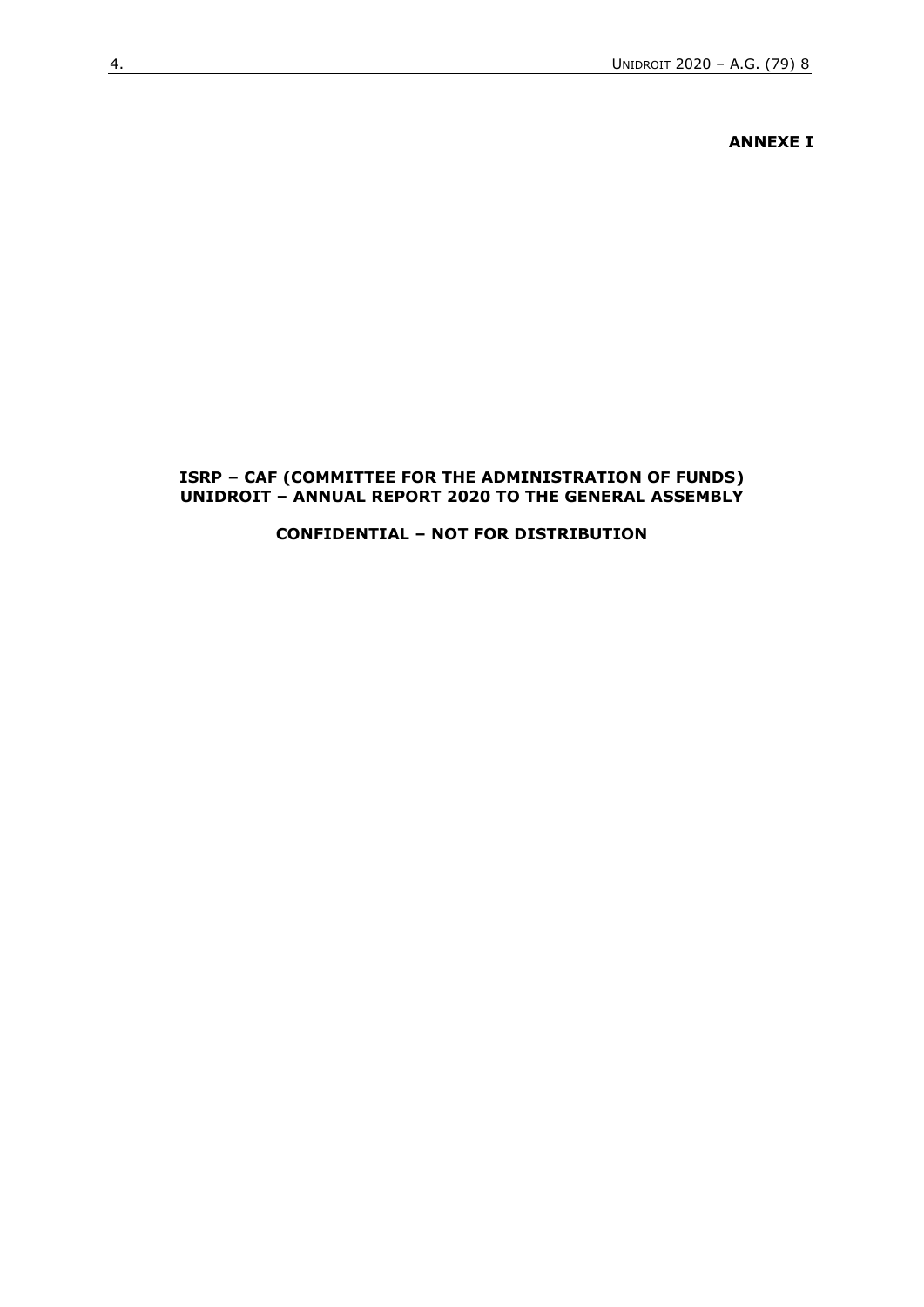**ANNEXE I**

**ISRP – CAF (COMMITTEE FOR THE ADMINISTRATION OF FUNDS)**
**UNIDROIT – ANNUAL REPORT 2020 TO THE GENERAL ASSEMBLY**

**CONFIDENTIAL – NOT FOR DISTRIBUTION**